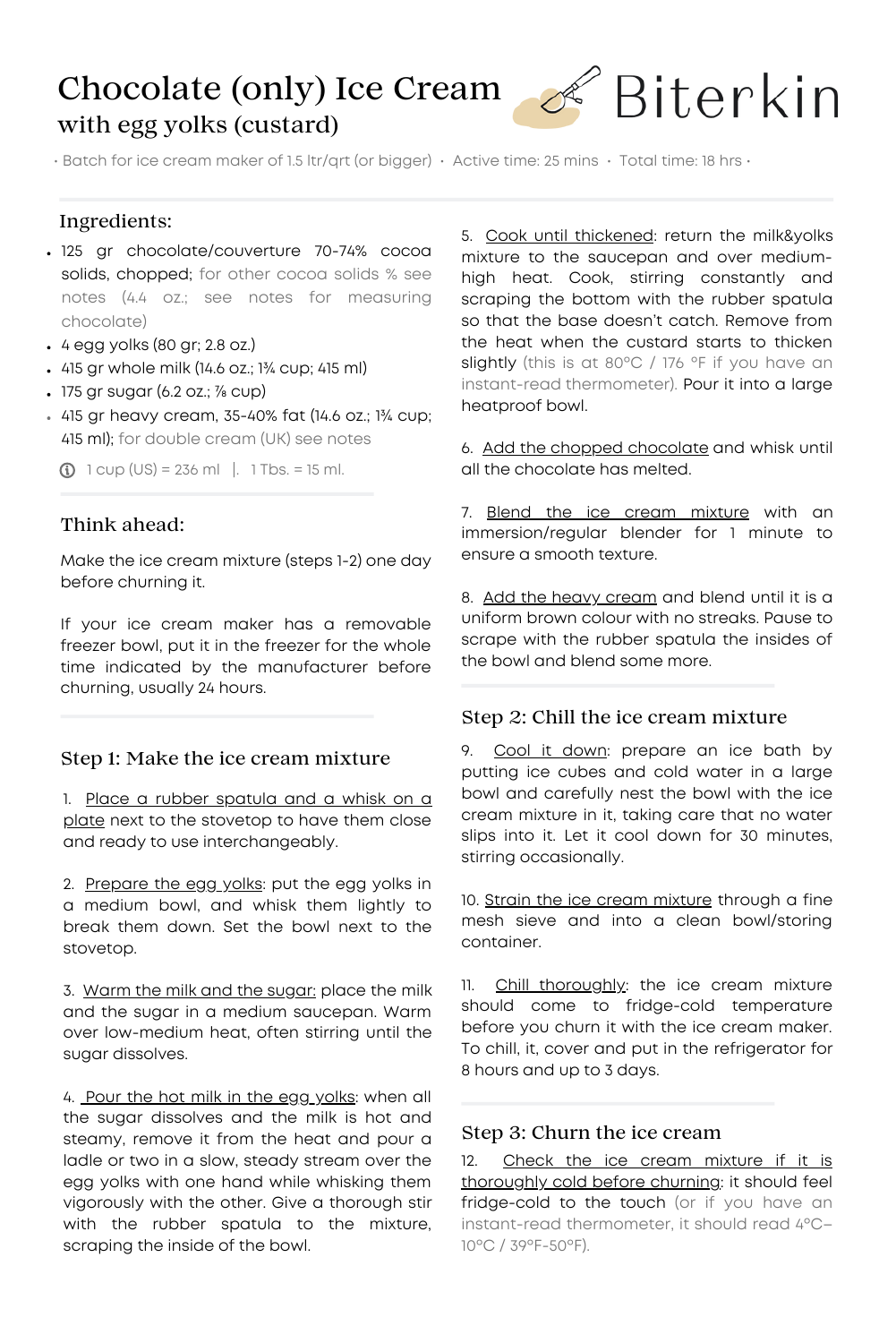# Chocolate (only) Ice Cream
## with egg yolks (custard)

Biterkin

• Batch for ice cream maker of 1.5 ltr/qrt (or bigger) • Active time: 25 mins • Total time: 18 hrs •

### Ingredients:

- 125 gr chocolate/couverture 70-74% cocoa solids, chopped; for other cocoa solids % see notes (4.4 oz.; see notes for measuring chocolate)
- 4 egg yolks (80 gr; 2.8 oz.)
- 415 gr whole milk (14.6 oz.; 1¾ cup; 415 ml)
- 175 gr sugar (6.2 oz.; ⅞ cup)
- 415 gr heavy cream, 35-40% fat (14.6 oz.; 1¾ cup; 415 ml); for double cream (UK) see notes

ⓘ 1 cup (US) = 236 ml | 1 Tbs. = 15 ml.

### Think ahead:

Make the ice cream mixture (steps 1-2) one day before churning it.

If your ice cream maker has a removable freezer bowl, put it in the freezer for the whole time indicated by the manufacturer before churning, usually 24 hours.

### Step 1: Make the ice cream mixture

1. Place a rubber spatula and a whisk on a plate next to the stovetop to have them close and ready to use interchangeably.

2. Prepare the egg yolks: put the egg yolks in a medium bowl, and whisk them lightly to break them down. Set the bowl next to the stovetop.

3. Warm the milk and the sugar: place the milk and the sugar in a medium saucepan. Warm over low-medium heat, often stirring until the sugar dissolves.

4. Pour the hot milk in the egg yolks: when all the sugar dissolves and the milk is hot and steamy, remove it from the heat and pour a ladle or two in a slow, steady stream over the egg yolks with one hand while whisking them vigorously with the other. Give a thorough stir with the rubber spatula to the mixture, scraping the inside of the bowl.

5. Cook until thickened: return the milk&yolks mixture to the saucepan and over medium-high heat. Cook, stirring constantly and scraping the bottom with the rubber spatula so that the base doesn't catch. Remove from the heat when the custard starts to thicken slightly (this is at 80°C / 176 °F if you have an instant-read thermometer). Pour it into a large heatproof bowl.

6. Add the chopped chocolate and whisk until all the chocolate has melted.

7. Blend the ice cream mixture with an immersion/regular blender for 1 minute to ensure a smooth texture.

8. Add the heavy cream and blend until it is a uniform brown colour with no streaks. Pause to scrape with the rubber spatula the insides of the bowl and blend some more.

### Step 2: Chill the ice cream mixture

9. Cool it down: prepare an ice bath by putting ice cubes and cold water in a large bowl and carefully nest the bowl with the ice cream mixture in it, taking care that no water slips into it. Let it cool down for 30 minutes, stirring occasionally.

10. Strain the ice cream mixture through a fine mesh sieve and into a clean bowl/storing container.

11. Chill thoroughly: the ice cream mixture should come to fridge-cold temperature before you churn it with the ice cream maker. To chill, it, cover and put in the refrigerator for 8 hours and up to 3 days.

### Step 3: Churn the ice cream

12. Check the ice cream mixture if it is thoroughly cold before churning: it should feel fridge-cold to the touch (or if you have an instant-read thermometer, it should read 4°C–10°C / 39°F-50°F).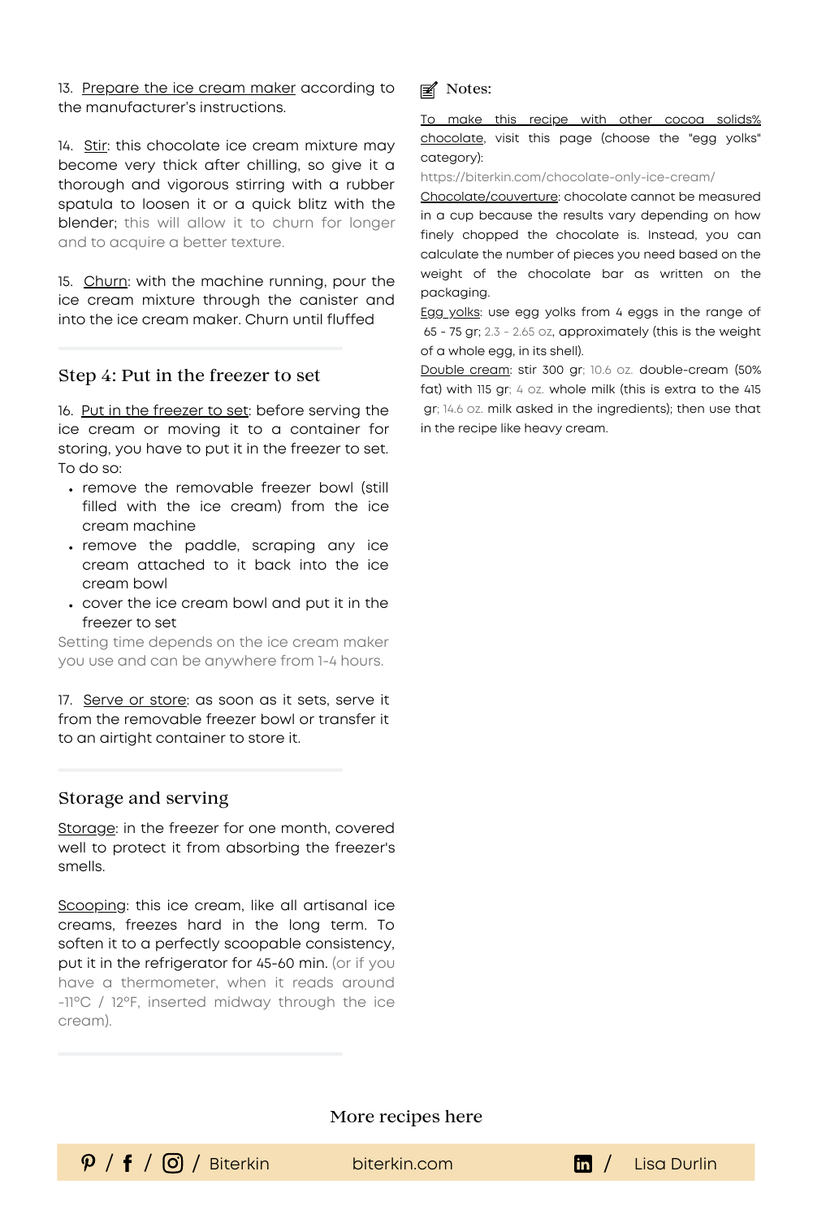13. Prepare the ice cream maker according to the manufacturer's instructions.

14. Stir: this chocolate ice cream mixture may become very thick after chilling, so give it a thorough and vigorous stirring with a rubber spatula to loosen it or a quick blitz with the blender; this will allow it to churn for longer and to acquire a better texture.

15. Churn: with the machine running, pour the ice cream mixture through the canister and into the ice cream maker. Churn until fluffed

## Step 4: Put in the freezer to set

16. Put in the freezer to set: before serving the ice cream or moving it to a container for storing, you have to put it in the freezer to set. To do so:
- remove the removable freezer bowl (still filled with the ice cream) from the ice cream machine
- remove the paddle, scraping any ice cream attached to it back into the ice cream bowl
- cover the ice cream bowl and put it in the freezer to set

Setting time depends on the ice cream maker you use and can be anywhere from 1-4 hours.

17. Serve or store: as soon as it sets, serve it from the removable freezer bowl or transfer it to an airtight container to store it.

## Storage and serving

Storage: in the freezer for one month, covered well to protect it from absorbing the freezer's smells.

Scooping: this ice cream, like all artisanal ice creams, freezes hard in the long term. To soften it to a perfectly scoopable consistency, put it in the refrigerator for 45-60 min. (or if you have a thermometer, when it reads around -11°C / 12°F, inserted midway through the ice cream).

## Notes:

To make this recipe with other cocoa solids% chocolate, visit this page (choose the "egg yolks" category):
https://biterkin.com/chocolate-only-ice-cream/

Chocolate/couverture: chocolate cannot be measured in a cup because the results vary depending on how finely chopped the chocolate is. Instead, you can calculate the number of pieces you need based on the weight of the chocolate bar as written on the packaging.

Egg yolks: use egg yolks from 4 eggs in the range of 65 - 75 gr; 2.3 - 2.65 oz, approximately (this is the weight of a whole egg, in its shell).

Double cream: stir 300 gr; 10.6 oz. double-cream (50% fat) with 115 gr; 4 oz. whole milk (this is extra to the 415 gr; 14.6 oz. milk asked in the ingredients); then use that in the recipe like heavy cream.

More recipes here

Biterkin / biterkin.com / Lisa Durlin